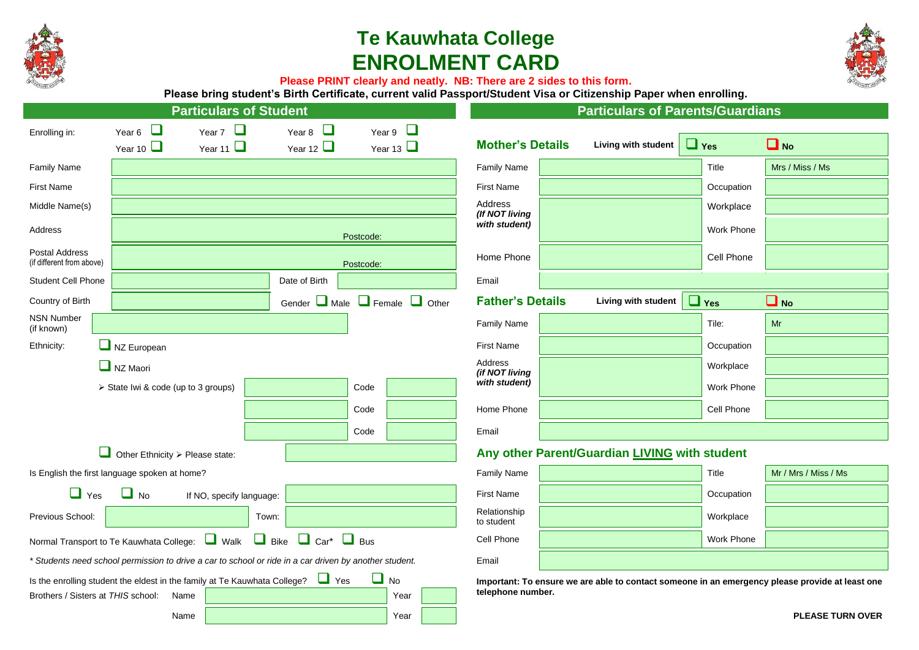# Te Kauwhata College
# ENROLMENT CARD

**Please PRINT clearly and neatly. NB: There are 2 sides to this form.**

**Please bring student's Birth Certificate, current valid Passport/Student Visa or Citizenship Paper when enrolling.**

## Particulars of Student

| | | | | |
|---|---|---|---|---|
| Enrolling in: | Year 6 ☐ | Year 7 ☐ | Year 8 ☐ | Year 9 ☐ |
| | Year 10 ☐ | Year 11 ☐ | Year 12 ☐ | Year 13 ☐ |

| | | | |
|---|---|---|---|
| Family Name | | | |
| First Name | | | |
| Middle Name(s) | | | |
| Address | Postcode: | | |
| Postal Address (if different from above) | Postcode: | | |
| Student Cell Phone | | Date of Birth | |
| Country of Birth | | Gender ☐ Male ☐ Female ☐ Other | |
| NSN Number (if known) | | | |

Ethnicity:

☐ NZ European

☐ NZ Maori

➢ State Iwi & code (up to 3 groups)

| Iwi | Code |
|---|---|
| | |
| | |
| | |

☐ Other Ethnicity ➢ Please state: ____________

Is English the first language spoken at home?

☐ Yes ☐ No If NO, specify language: ____________

Previous School: ____________ Town: ____________

Normal Transport to Te Kauwhata College: ☐ Walk ☐ Bike ☐ Car* ☐ Bus

*\* Students need school permission to drive a car to school or ride in a car driven by another student.*

Is the enrolling student the eldest in the family at Te Kauwhata College? ☐ Yes ☐ No

Brothers / Sisters at *THIS* school:

| Name | Year |
|---|---|
| | |
| | |

## Particulars of Parents/Guardians

### Mother's Details

Living with student ☐ Yes ☐ No

| | | | |
|---|---|---|---|
| Family Name | | Title | Mrs / Miss / Ms |
| First Name | | Occupation | |
| Address ***(If NOT living with student)*** | | Workplace | |
| | | Work Phone | |
| Home Phone | | Cell Phone | |
| Email | | | |

### Father's Details

Living with student ☐ Yes ☐ No

| | | | |
|---|---|---|---|
| Family Name | | Tile: | Mr |
| First Name | | Occupation | |
| Address ***(if NOT living with student)*** | | Workplace | |
| | | Work Phone | |
| Home Phone | | Cell Phone | |
| Email | | | |

### Any other Parent/Guardian LIVING with student

| | | | |
|---|---|---|---|
| Family Name | | Title | Mr / Mrs / Miss / Ms |
| First Name | | Occupation | |
| Relationship to student | | Workplace | |
| Cell Phone | | Work Phone | |
| Email | | | |

**Important: To ensure we are able to contact someone in an emergency please provide at least one telephone number.**

**PLEASE TURN OVER**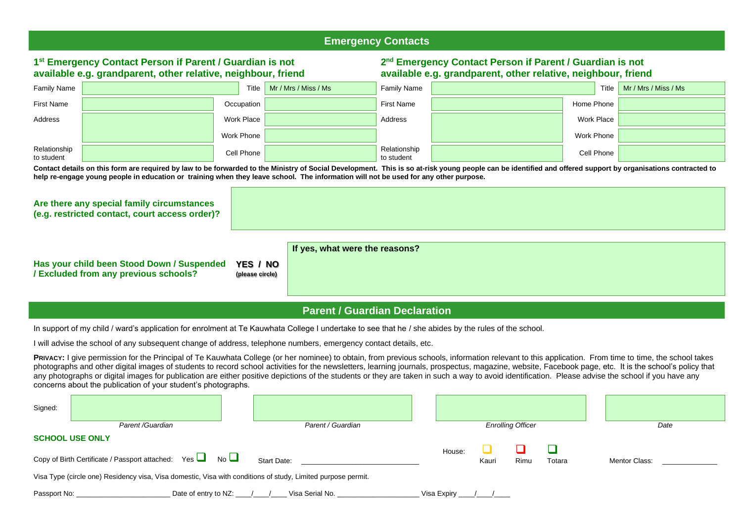## Emergency Contacts

### 1st Emergency Contact Person if Parent / Guardian is not available e.g. grandparent, other relative, neighbour, friend

| | | | |
|---|---|---|---|
| Family Name | | Title | Mr / Mrs / Miss / Ms |
| First Name | | Occupation | |
| Address | | Work Place | |
| | | Work Phone | |
| Relationship to student | | Cell Phone | |

### 2nd Emergency Contact Person if Parent / Guardian is not available e.g. grandparent, other relative, neighbour, friend

| | | | |
|---|---|---|---|
| Family Name | | Title | Mr / Mrs / Miss / Ms |
| First Name | | Home Phone | |
| Address | | Work Place | |
| | | Work Phone | |
| Relationship to student | | Cell Phone | |

**Contact details on this form are required by law to be forwarded to the Ministry of Social Development. This is so at-risk young people can be identified and offered support by organisations contracted to help re-engage young people in education or training when they leave school. The information will not be used for any other purpose.**

**Are there any special family circumstances (e.g. restricted contact, court access order)?**

**Has your child been Stood Down / Suspended / Excluded from any previous schools?** **YES / NO** **(please circle)**

**If yes, what were the reasons?**

## Parent / Guardian Declaration

In support of my child / ward's application for enrolment at Te Kauwhata College I undertake to see that he / she abides by the rules of the school.

I will advise the school of any subsequent change of address, telephone numbers, emergency contact details, etc.

**PRIVACY:** I give permission for the Principal of Te Kauwhata College (or her nominee) to obtain, from previous schools, information relevant to this application. From time to time, the school takes photographs and other digital images of students to record school activities for the newsletters, learning journals, prospectus, magazine, website, Facebook page, etc. It is the school's policy that any photographs or digital images for publication are either positive depictions of the students or they are taken in such a way to avoid identification. Please advise the school if you have any concerns about the publication of your student's photographs.

| Signed: | | | | |
|---|---|---|---|---|
| | *Parent /Guardian* | *Parent / Guardian* | *Enrolling Officer* | *Date* |

**SCHOOL USE ONLY**

Copy of Birth Certificate / Passport attached: Yes ☐ No ☐ Start Date: ____________________________ House: ☐ Kauri ☐ Rimu ☐ Totara Mentor Class: _____________

Visa Type (circle one) Residency visa, Visa domestic, Visa with conditions of study, Limited purpose permit.

Passport No: _______________________ Date of entry to NZ: ____/____/____ Visa Serial No. ____________________ Visa Expiry ____/____/____